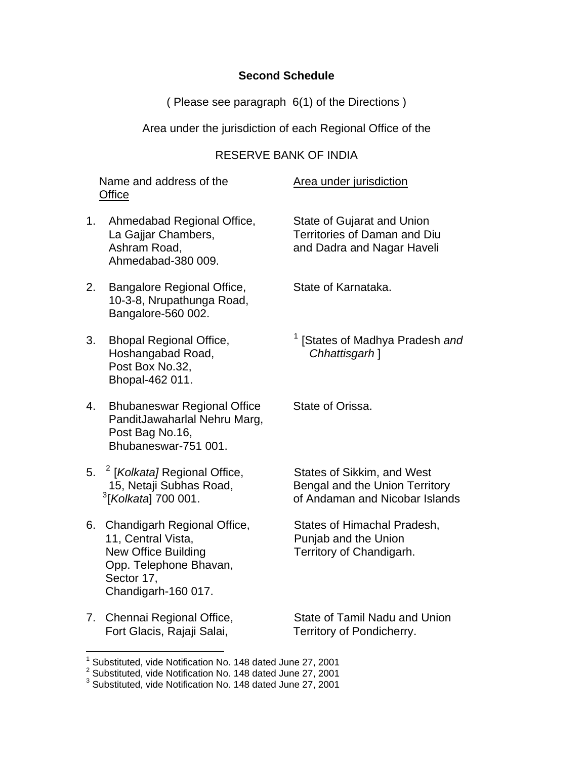**Second Schedule**

( Please see paragraph 6(1) of the Directions )

Area under the jurisdiction of each Regional Office of the

RESERVE BANK OF INDIA

| Name and address of the Office | Area under jurisdiction |
|---|---|
| 1. Ahmedabad Regional Office, La Gajjar Chambers, Ashram Road, Ahmedabad-380 009. | State of Gujarat and Union Territories of Daman and Diu and Dadra and Nagar Haveli |
| 2. Bangalore Regional Office, 10-3-8, Nrupathunga Road, Bangalore-560 002. | State of Karnataka. |
| 3. Bhopal Regional Office, Hoshangabad Road, Post Box No.32, Bhopal-462 011. | [1] [States of Madhya Pradesh *and Chhattisgarh* ] |
| 4. Bhubaneswar Regional Office PanditJawaharlal Nehru Marg, Post Bag No.16, Bhubaneswar-751 001. | State of Orissa. |
| 5. [2] [*Kolkata]* Regional Office, 15, Netaji Subhas Road, [3][*Kolkata*] 700 001. | States of Sikkim, and West Bengal and the Union Territory of Andaman and Nicobar Islands |
| 6. Chandigarh Regional Office, 11, Central Vista, New Office Building Opp. Telephone Bhavan, Sector 17, Chandigarh-160 017. | States of Himachal Pradesh, Punjab and the Union Territory of Chandigarh. |
| 7. Chennai Regional Office, Fort Glacis, Rajaji Salai, | State of Tamil Nadu and Union Territory of Pondicherry. |

---

[1] Substituted, vide Notification No. 148 dated June 27, 2001
[2] Substituted, vide Notification No. 148 dated June 27, 2001
[3] Substituted, vide Notification No. 148 dated June 27, 2001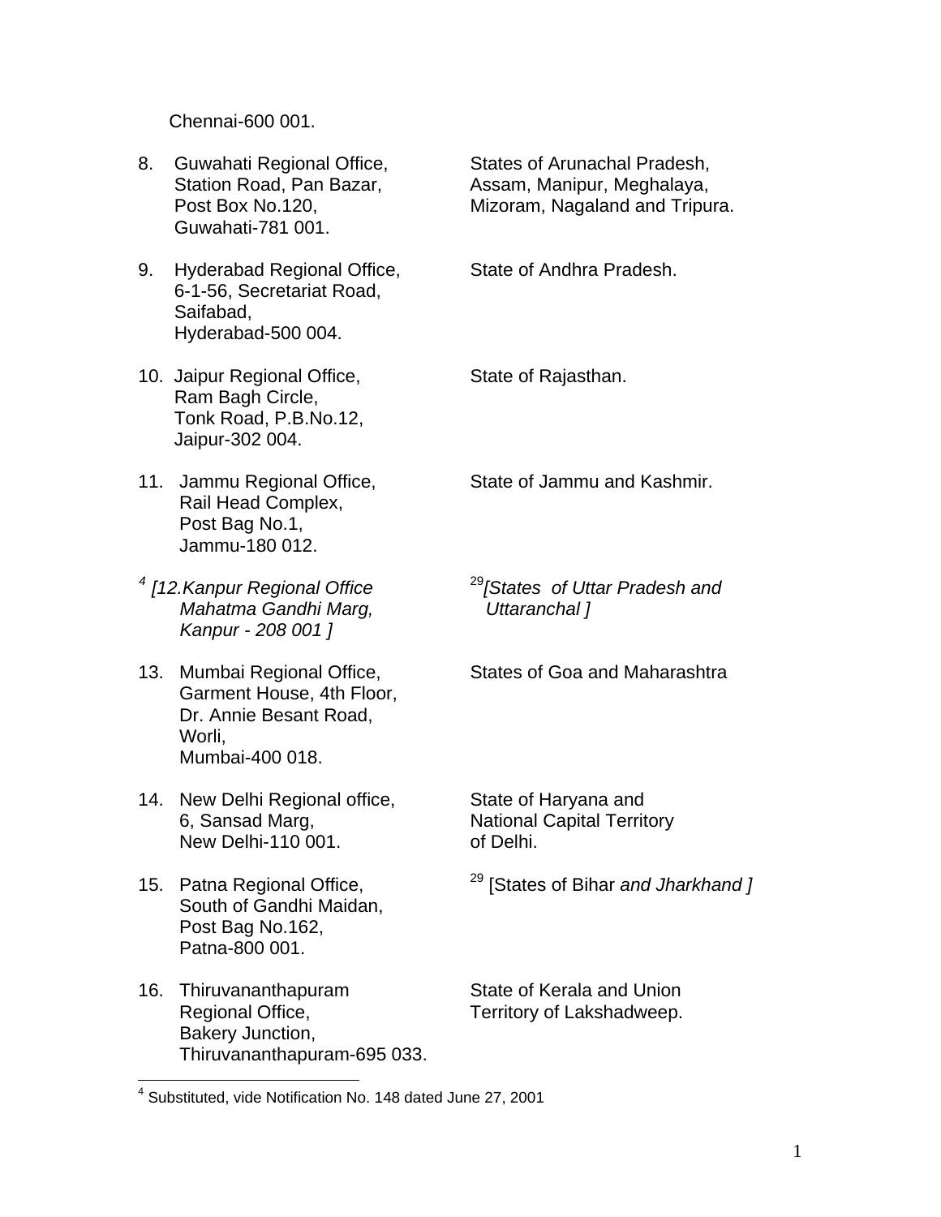Chennai-600 001.

| | | |
|---|---|---|
| 8. | Guwahati Regional Office, Station Road, Pan Bazar, Post Box No.120, Guwahati-781 001. | States of Arunachal Pradesh, Assam, Manipur, Meghalaya, Mizoram, Nagaland and Tripura. |
| 9. | Hyderabad Regional Office, 6-1-56, Secretariat Road, Saifabad, Hyderabad-500 004. | State of Andhra Pradesh. |
| 10. | Jaipur Regional Office, Ram Bagh Circle, Tonk Road, P.B.No.12, Jaipur-302 004. | State of Rajasthan. |
| 11. | Jammu Regional Office, Rail Head Complex, Post Bag No.1, Jammu-180 012. | State of Jammu and Kashmir. |
| [4] *[12.* | *Kanpur Regional Office Mahatma Gandhi Marg, Kanpur - 208 001 ]* | [29]*[States of Uttar Pradesh and Uttaranchal ]* |
| 13. | Mumbai Regional Office, Garment House, 4th Floor, Dr. Annie Besant Road, Worli, Mumbai-400 018. | States of Goa and Maharashtra |
| 14. | New Delhi Regional office, 6, Sansad Marg, New Delhi-110 001. | State of Haryana and National Capital Territory of Delhi. |
| 15. | Patna Regional Office, South of Gandhi Maidan, Post Bag No.162, Patna-800 001. | [29] [States of Bihar *and Jharkhand ]* |
| 16. | Thiruvananthapuram Regional Office, Bakery Junction, Thiruvananthapuram-695 033. | State of Kerala and Union Territory of Lakshadweep. |

---

[4] Substituted, vide Notification No. 148 dated June 27, 2001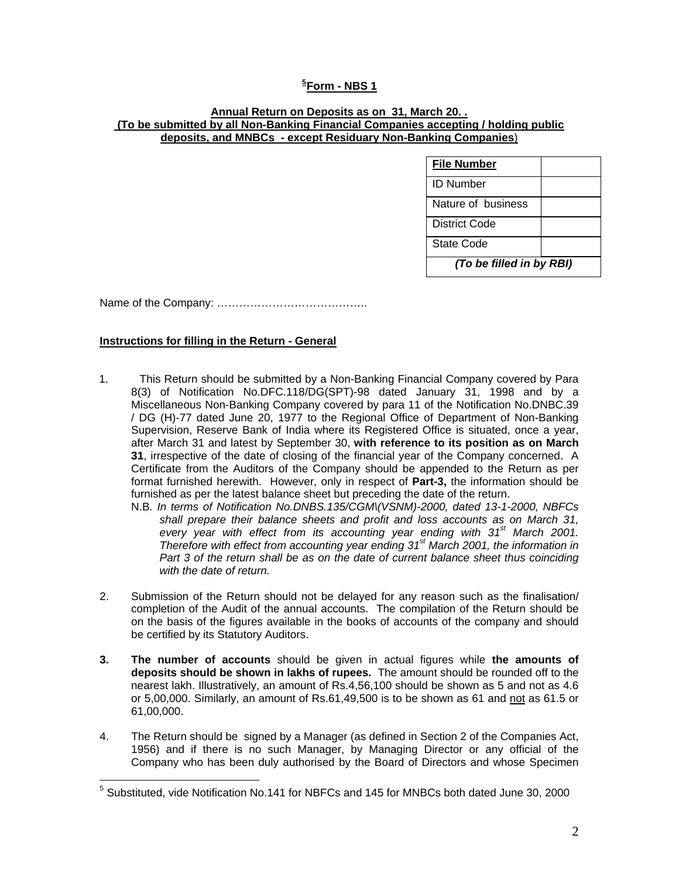# [5]Form - NBS 1

**Annual Return on Deposits as on 31, March 20. .**
**(To be submitted by all Non-Banking Financial Companies accepting / holding public deposits, and MNBCs - except Residuary Non-Banking Companies)**

| **File Number** | |
|---|---|
| ID Number | |
| Nature of business | |
| District Code | |
| State Code | |
| ***(To be filled in by RBI)*** | |

Name of the Company: …………………………………..

**Instructions for filling in the Return - General**

1. This Return should be submitted by a Non-Banking Financial Company covered by Para 8(3) of Notification No.DFC.118/DG(SPT)-98 dated January 31, 1998 and by a Miscellaneous Non-Banking Company covered by para 11 of the Notification No.DNBC.39 / DG (H)-77 dated June 20, 1977 to the Regional Office of Department of Non-Banking Supervision, Reserve Bank of India where its Registered Office is situated, once a year, after March 31 and latest by September 30, **with reference to its position as on March 31**, irrespective of the date of closing of the financial year of the Company concerned. A Certificate from the Auditors of the Company should be appended to the Return as per format furnished herewith. However, only in respect of **Part-3,** the information should be furnished as per the latest balance sheet but preceding the date of the return.
   N.B. *In terms of Notification No.DNBS.135/CGM\(VSNM)-2000, dated 13-1-2000, NBFCs shall prepare their balance sheets and profit and loss accounts as on March 31, every year with effect from its accounting year ending with 31st March 2001. Therefore with effect from accounting year ending 31st March 2001, the information in Part 3 of the return shall be as on the date of current balance sheet thus coinciding with the date of return.*

2. Submission of the Return should not be delayed for any reason such as the finalisation/ completion of the Audit of the annual accounts. The compilation of the Return should be on the basis of the figures available in the books of accounts of the company and should be certified by its Statutory Auditors.

3. **The number of accounts** should be given in actual figures while **the amounts of deposits should be shown in lakhs of rupees.** The amount should be rounded off to the nearest lakh. Illustratively, an amount of Rs.4,56,100 should be shown as 5 and not as 4.6 or 5,00,000. Similarly, an amount of Rs.61,49,500 is to be shown as 61 and not as 61.5 or 61,00,000.

4. The Return should be signed by a Manager (as defined in Section 2 of the Companies Act, 1956) and if there is no such Manager, by Managing Director or any official of the Company who has been duly authorised by the Board of Directors and whose Specimen

---

[5] Substituted, vide Notification No.141 for NBFCs and 145 for MNBCs both dated June 30, 2000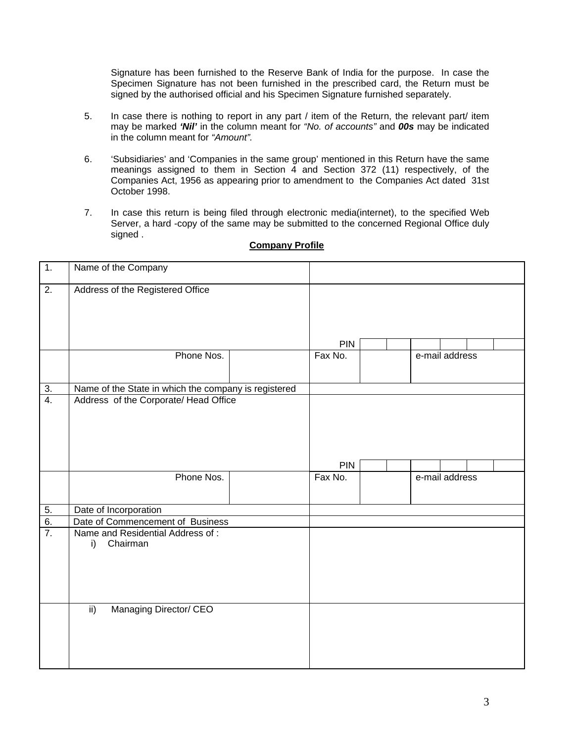Signature has been furnished to the Reserve Bank of India for the purpose. In case the Specimen Signature has not been furnished in the prescribed card, the Return must be signed by the authorised official and his Specimen Signature furnished separately.

5. In case there is nothing to report in any part / item of the Return, the relevant part/ item may be marked ***'Nil'*** in the column meant for *"No. of accounts"* and ***00s*** may be indicated in the column meant for *"Amount".*

6. 'Subsidiaries' and 'Companies in the same group' mentioned in this Return have the same meanings assigned to them in Section 4 and Section 372 (11) respectively, of the Companies Act, 1956 as appearing prior to amendment to the Companies Act dated 31st October 1998.

7. In case this return is being filed through electronic media(internet), to the specified Web Server, a hard -copy of the same may be submitted to the concerned Regional Office duly signed .

**Company Profile**

| | | | | | | |
|---|---|---|---|---|---|---|
| 1. | Name of the Company | | | | | |
| 2. | Address of the Registered Office | | PIN | | | |
| | Phone Nos. | | Fax No. | | e-mail address | |
| 3. | Name of the State in which the company is registered | | | | | |
| 4. | Address of the Corporate/ Head Office | | PIN | | | |
| | Phone Nos. | | Fax No. | | e-mail address | |
| 5. | Date of Incorporation | | | | | |
| 6. | Date of Commencement of Business | | | | | |
| 7. | Name and Residential Address of :<br>i) Chairman | | | | | |
| | ii) Managing Director/ CEO | | | | | |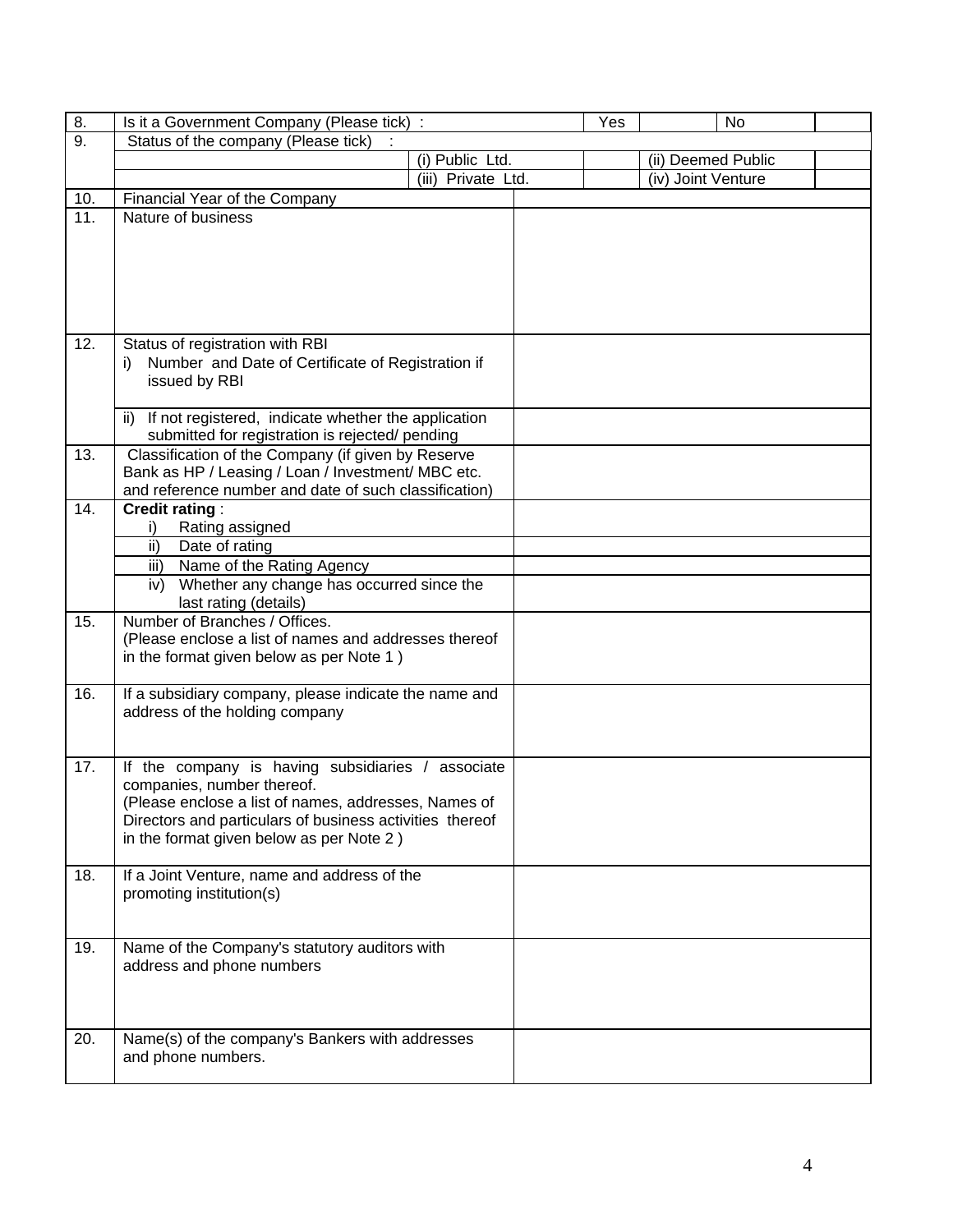| 8. | Is it a Government Company (Please tick) : | | | Yes | | No | |
|---|---|---|---|---|---|---|---|
| 9. | Status of the company (Please tick) : | | | | | | |
| | | (i) Public Ltd. | | | (ii) Deemed Public | | |
| | | (iii) Private Ltd. | | | (iv) Joint Venture | | |
| 10. | Financial Year of the Company | | | | | | |
| 11. | Nature of business | | | | | | |
| 12. | Status of registration with RBI<br>i) Number and Date of Certificate of Registration if issued by RBI | | | | | | |
| | ii) If not registered, indicate whether the application submitted for registration is rejected/ pending | | | | | | |
| 13. | Classification of the Company (if given by Reserve Bank as HP / Leasing / Loan / Investment/ MBC etc. and reference number and date of such classification) | | | | | | |
| 14. | **Credit rating** :<br>i) Rating assigned | | | | | | |
| | ii) Date of rating | | | | | | |
| | iii) Name of the Rating Agency | | | | | | |
| | iv) Whether any change has occurred since the last rating (details) | | | | | | |
| 15. | Number of Branches / Offices.<br>(Please enclose a list of names and addresses thereof in the format given below as per Note 1 ) | | | | | | |
| 16. | If a subsidiary company, please indicate the name and address of the holding company | | | | | | |
| 17. | If the company is having subsidiaries / associate companies, number thereof.<br>(Please enclose a list of names, addresses, Names of Directors and particulars of business activities thereof in the format given below as per Note 2 ) | | | | | | |
| 18. | If a Joint Venture, name and address of the promoting institution(s) | | | | | | |
| 19. | Name of the Company's statutory auditors with address and phone numbers | | | | | | |
| 20. | Name(s) of the company's Bankers with addresses and phone numbers. | | | | | | |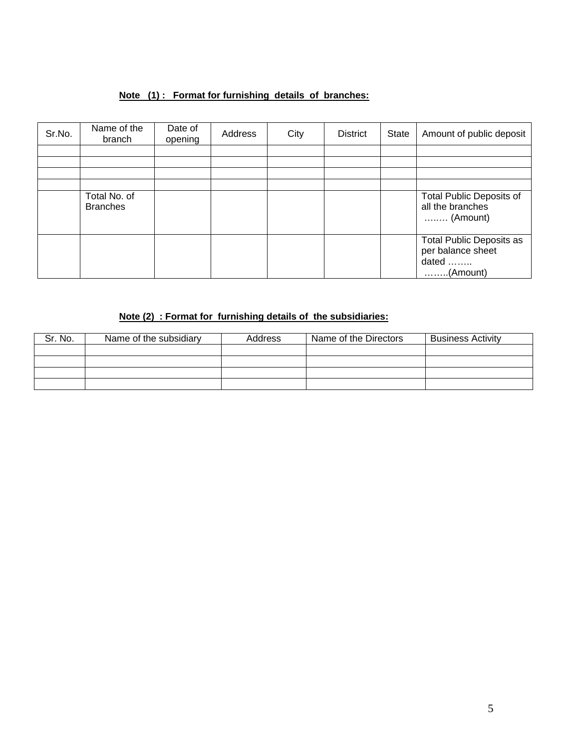**Note (1) : Format for furnishing details of branches:**

| Sr.No. | Name of the branch | Date of opening | Address | City | District | State | Amount of public deposit |
|---|---|---|---|---|---|---|---|
| | | | | | | | |
| | | | | | | | |
| | | | | | | | |
| | | | | | | | |
| | Total No. of Branches | | | | | | Total Public Deposits of all the branches …..… (Amount) |
| | | | | | | | Total Public Deposits as per balance sheet dated …….. ……..(Amount) |

**Note (2) : Format for furnishing details of the subsidiaries:**

| Sr. No. | Name of the subsidiary | Address | Name of the Directors | Business Activity |
|---|---|---|---|---|
| | | | | |
| | | | | |
| | | | | |
| | | | | |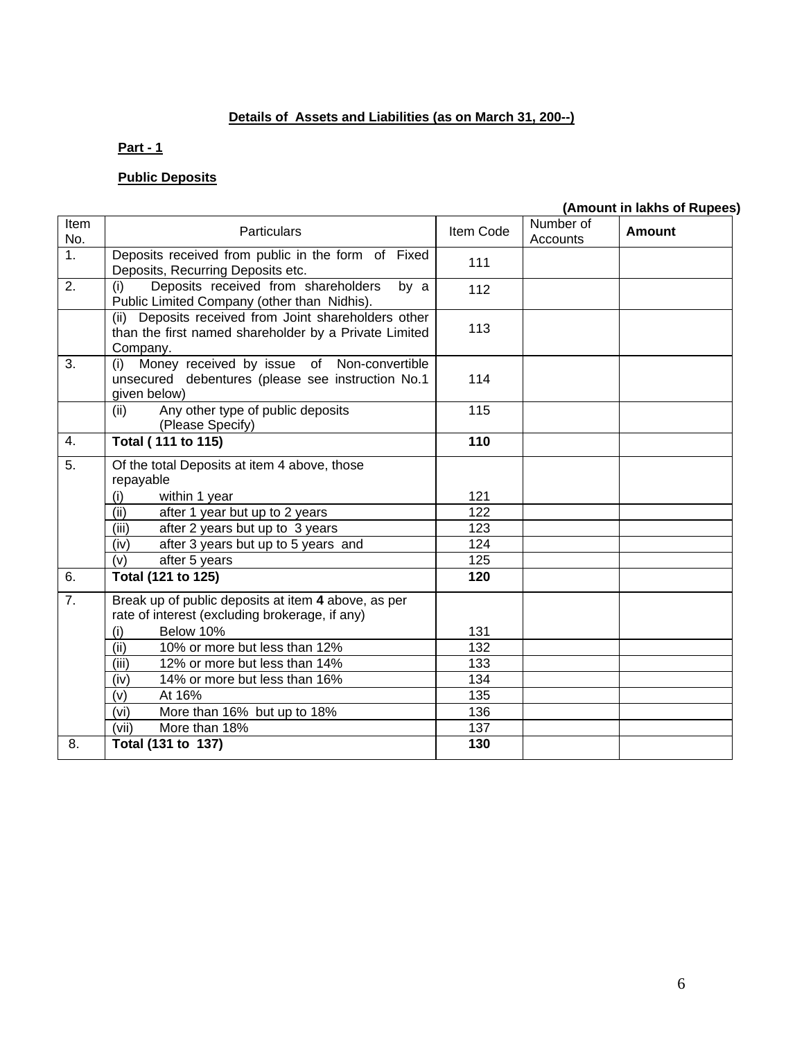## Details of Assets and Liabilities (as on March 31, 200--)

### Part - 1

### Public Deposits

**(Amount in lakhs of Rupees)**

| Item No. | Particulars | Item Code | Number of Accounts | **Amount** |
|---|---|---|---|---|
| 1. | Deposits received from public in the form of Fixed Deposits, Recurring Deposits etc. | 111 | | |
| 2. | (i) Deposits received from shareholders by a Public Limited Company (other than Nidhis). | 112 | | |
| | (ii) Deposits received from Joint shareholders other than the first named shareholder by a Private Limited Company. | 113 | | |
| 3. | (i) Money received by issue of Non-convertible unsecured debentures (please see instruction No.1 given below) | 114 | | |
| | (ii) Any other type of public deposits (Please Specify) | 115 | | |
| 4. | **Total ( 111 to 115)** | **110** | | |
| 5. | Of the total Deposits at item 4 above, those repayable | | | |
| | (i) within 1 year | 121 | | |
| | (ii) after 1 year but up to 2 years | 122 | | |
| | (iii) after 2 years but up to 3 years | 123 | | |
| | (iv) after 3 years but up to 5 years and | 124 | | |
| | (v) after 5 years | 125 | | |
| 6. | **Total (121 to 125)** | **120** | | |
| 7. | Break up of public deposits at item **4** above, as per rate of interest (excluding brokerage, if any) | | | |
| | (i) Below 10% | 131 | | |
| | (ii) 10% or more but less than 12% | 132 | | |
| | (iii) 12% or more but less than 14% | 133 | | |
| | (iv) 14% or more but less than 16% | 134 | | |
| | (v) At 16% | 135 | | |
| | (vi) More than 16% but up to 18% | 136 | | |
| | (vii) More than 18% | 137 | | |
| 8. | **Total (131 to 137)** | **130** | | |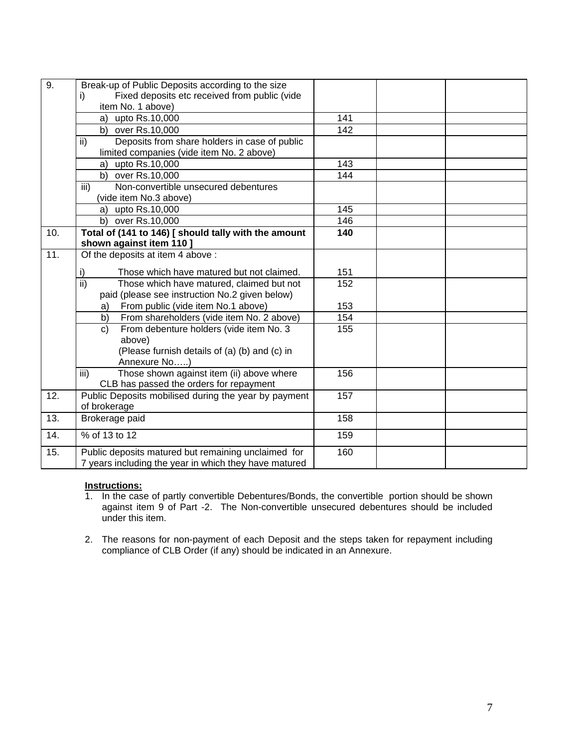| | | | | |
|---|---|---|---|---|
| 9. | Break-up of Public Deposits according to the size<br>i) Fixed deposits etc received from public (vide item No. 1 above) | | | |
| | a) upto Rs.10,000 | 141 | | |
| | b) over Rs.10,000 | 142 | | |
| | ii) Deposits from share holders in case of public limited companies (vide item No. 2 above) | | | |
| | a) upto Rs.10,000 | 143 | | |
| | b) over Rs.10,000 | 144 | | |
| | iii) Non-convertible unsecured debentures (vide item No.3 above) | | | |
| | a) upto Rs.10,000 | 145 | | |
| | b) over Rs.10,000 | 146 | | |
| 10. | **Total of (141 to 146) [ should tally with the amount shown against item 110 ]** | **140** | | |
| 11. | Of the deposits at item 4 above :<br>i) Those which have matured but not claimed. | 151 | | |
| | ii) Those which have matured, claimed but not paid (please see instruction No.2 given below)<br>a) From public (vide item No.1 above) | 152<br>153 | | |
| | b) From shareholders (vide item No. 2 above) | 154 | | |
| | c) From debenture holders (vide item No. 3 above)<br>(Please furnish details of (a) (b) and (c) in Annexure No…..) | 155 | | |
| | iii) Those shown against item (ii) above where CLB has passed the orders for repayment | 156 | | |
| 12. | Public Deposits mobilised during the year by payment of brokerage | 157 | | |
| 13. | Brokerage paid | 158 | | |
| 14. | % of 13 to 12 | 159 | | |
| 15. | Public deposits matured but remaining unclaimed for 7 years including the year in which they have matured | 160 | | |

**Instructions:**

1. In the case of partly convertible Debentures/Bonds, the convertible portion should be shown against item 9 of Part -2. The Non-convertible unsecured debentures should be included under this item.

2. The reasons for non-payment of each Deposit and the steps taken for repayment including compliance of CLB Order (if any) should be indicated in an Annexure.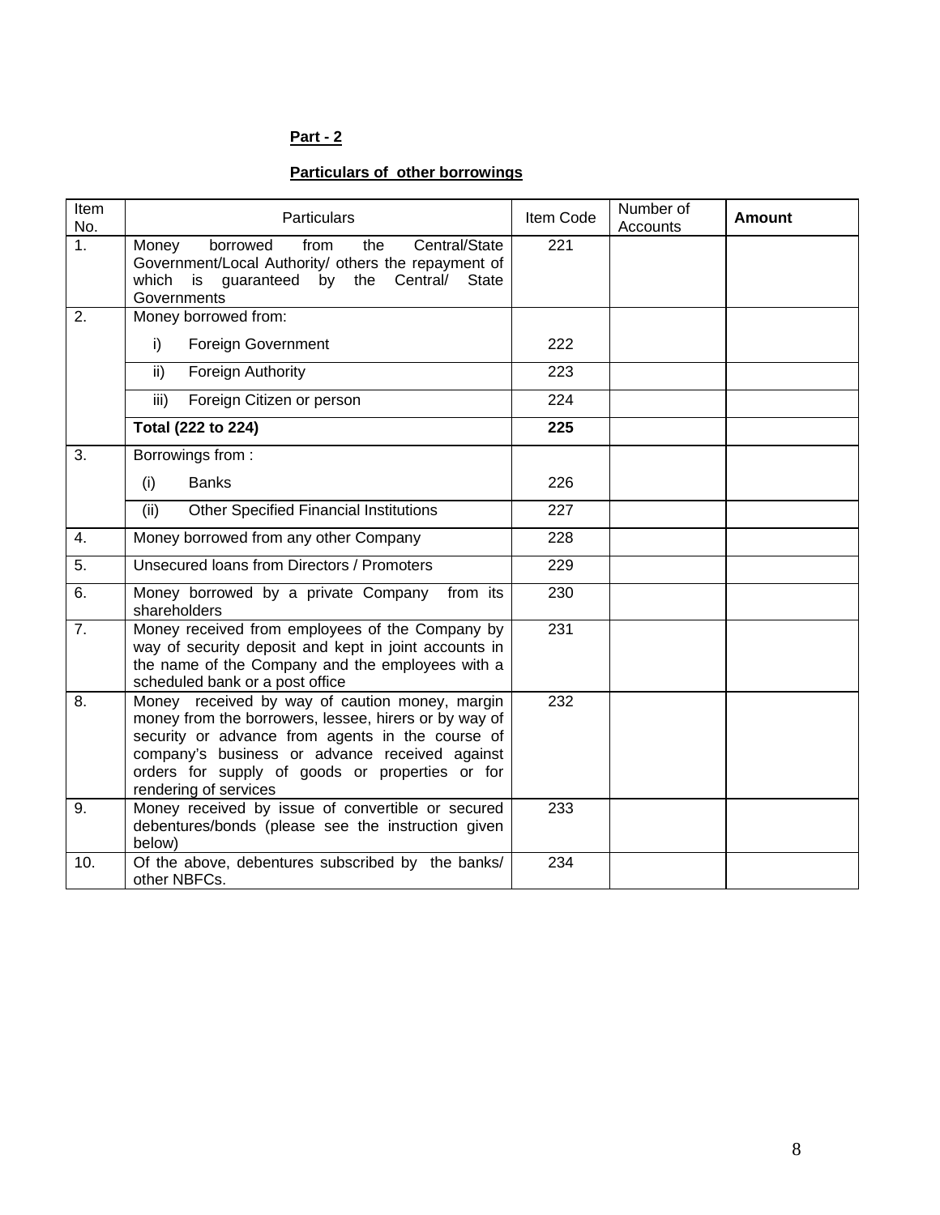**Part - 2**

**Particulars of other borrowings**

| Item No. | Particulars | Item Code | Number of Accounts | **Amount** |
|---|---|---|---|---|
| 1. | Money borrowed from the Central/State Government/Local Authority/ others the repayment of which is guaranteed by the Central/ State Governments | 221 | | |
| 2. | Money borrowed from: | | | |
| | i) Foreign Government | 222 | | |
| | ii) Foreign Authority | 223 | | |
| | iii) Foreign Citizen or person | 224 | | |
| | **Total (222 to 224)** | **225** | | |
| 3. | Borrowings from : | | | |
| | (i) Banks | 226 | | |
| | (ii) Other Specified Financial Institutions | 227 | | |
| 4. | Money borrowed from any other Company | 228 | | |
| 5. | Unsecured loans from Directors / Promoters | 229 | | |
| 6. | Money borrowed by a private Company from its shareholders | 230 | | |
| 7. | Money received from employees of the Company by way of security deposit and kept in joint accounts in the name of the Company and the employees with a scheduled bank or a post office | 231 | | |
| 8. | Money received by way of caution money, margin money from the borrowers, lessee, hirers or by way of security or advance from agents in the course of company's business or advance received against orders for supply of goods or properties or for rendering of services | 232 | | |
| 9. | Money received by issue of convertible or secured debentures/bonds (please see the instruction given below) | 233 | | |
| 10. | Of the above, debentures subscribed by the banks/ other NBFCs. | 234 | | |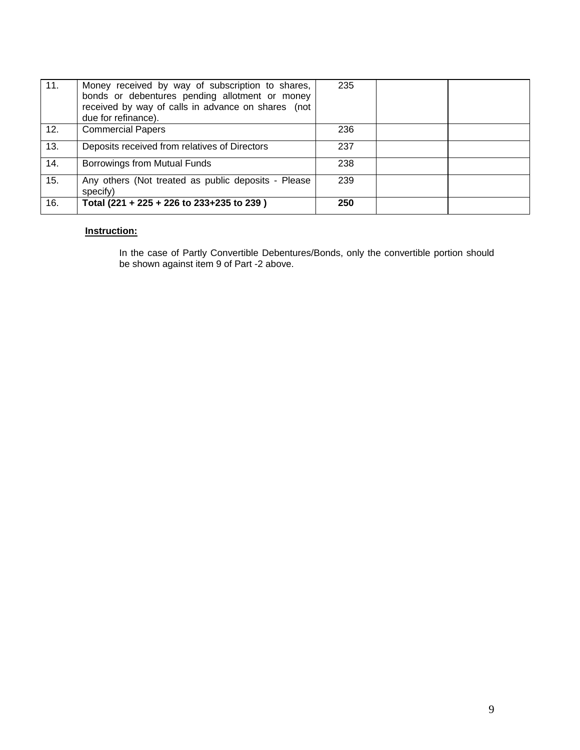| | | | | |
|---|---|---|---|---|
| 11. | Money received by way of subscription to shares, bonds or debentures pending allotment or money received by way of calls in advance on shares (not due for refinance). | 235 | | |
| 12. | Commercial Papers | 236 | | |
| 13. | Deposits received from relatives of Directors | 237 | | |
| 14. | Borrowings from Mutual Funds | 238 | | |
| 15. | Any others (Not treated as public deposits - Please specify) | 239 | | |
| 16. | **Total (221 + 225 + 226 to 233+235 to 239 )** | **250** | | |

**Instruction:**

In the case of Partly Convertible Debentures/Bonds, only the convertible portion should be shown against item 9 of Part -2 above.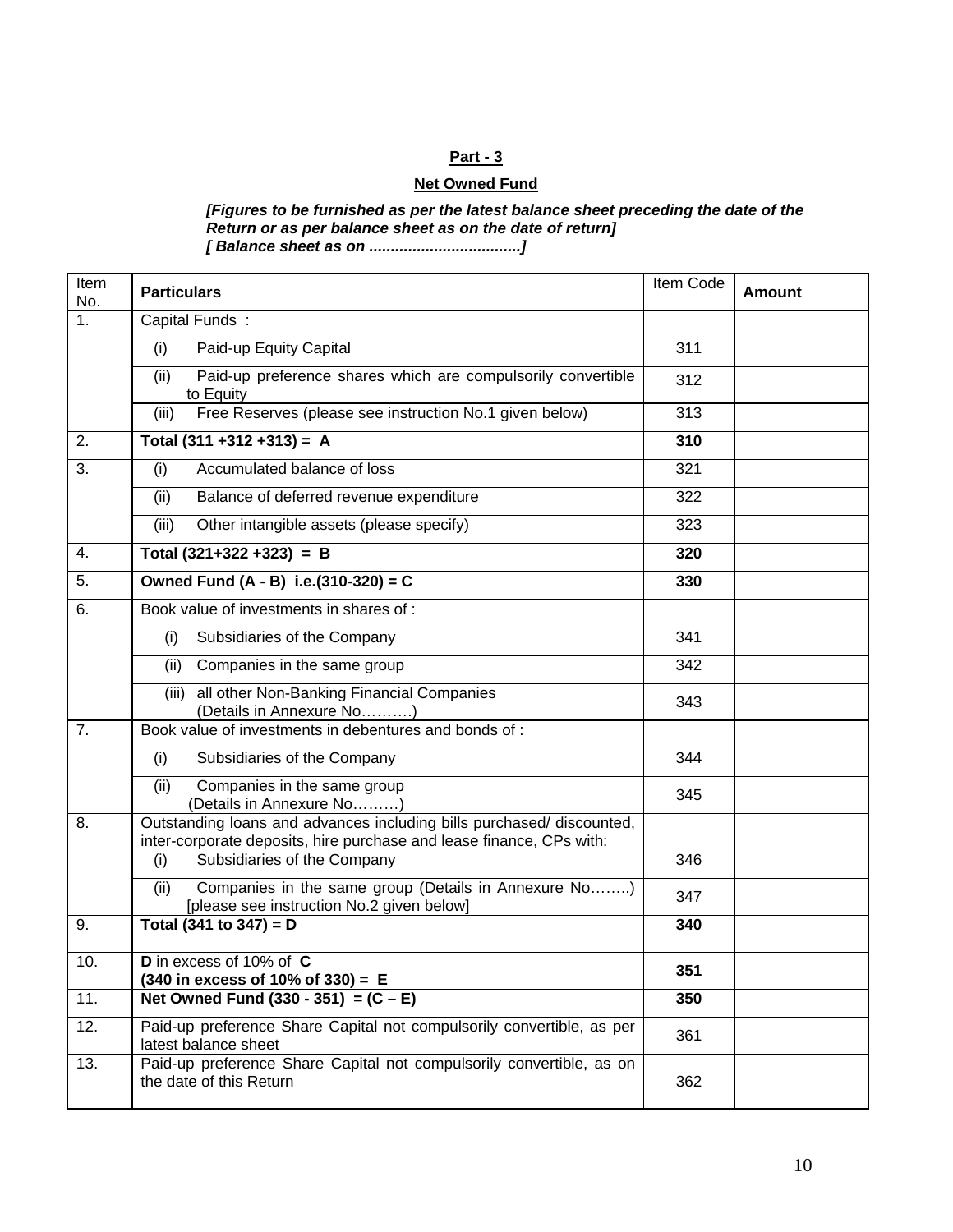**Part - 3**

**Net Owned Fund**

***[Figures to be furnished as per the latest balance sheet preceding the date of the Return or as per balance sheet as on the date of return]***
***[ Balance sheet as on ..................................]***

| Item No. | **Particulars** | Item Code | **Amount** |
|---|---|---|---|
| 1. | Capital Funds : | | |
| | (i) Paid-up Equity Capital | 311 | |
| | (ii) Paid-up preference shares which are compulsorily convertible to Equity | 312 | |
| | (iii) Free Reserves (please see instruction No.1 given below) | 313 | |
| 2. | **Total (311 +312 +313) = A** | **310** | |
| 3. | (i) Accumulated balance of loss | 321 | |
| | (ii) Balance of deferred revenue expenditure | 322 | |
| | (iii) Other intangible assets (please specify) | 323 | |
| 4. | **Total (321+322 +323) = B** | **320** | |
| 5. | **Owned Fund (A - B) i.e.(310-320) = C** | **330** | |
| 6. | Book value of investments in shares of : | | |
| | (i) Subsidiaries of the Company | 341 | |
| | (ii) Companies in the same group | 342 | |
| | (iii) all other Non-Banking Financial Companies (Details in Annexure No……….) | 343 | |
| 7. | Book value of investments in debentures and bonds of : | | |
| | (i) Subsidiaries of the Company | 344 | |
| | (ii) Companies in the same group (Details in Annexure No………) | 345 | |
| 8. | Outstanding loans and advances including bills purchased/ discounted, inter-corporate deposits, hire purchase and lease finance, CPs with: | | |
| | (i) Subsidiaries of the Company | 346 | |
| | (ii) Companies in the same group (Details in Annexure No……..) [please see instruction No.2 given below] | 347 | |
| 9. | **Total (341 to 347) = D** | **340** | |
| 10. | **D** in excess of 10% of **C** **(340 in excess of 10% of 330) = E** | **351** | |
| 11. | **Net Owned Fund (330 - 351) = (C – E)** | **350** | |
| 12. | Paid-up preference Share Capital not compulsorily convertible, as per latest balance sheet | 361 | |
| 13. | Paid-up preference Share Capital not compulsorily convertible, as on the date of this Return | 362 | |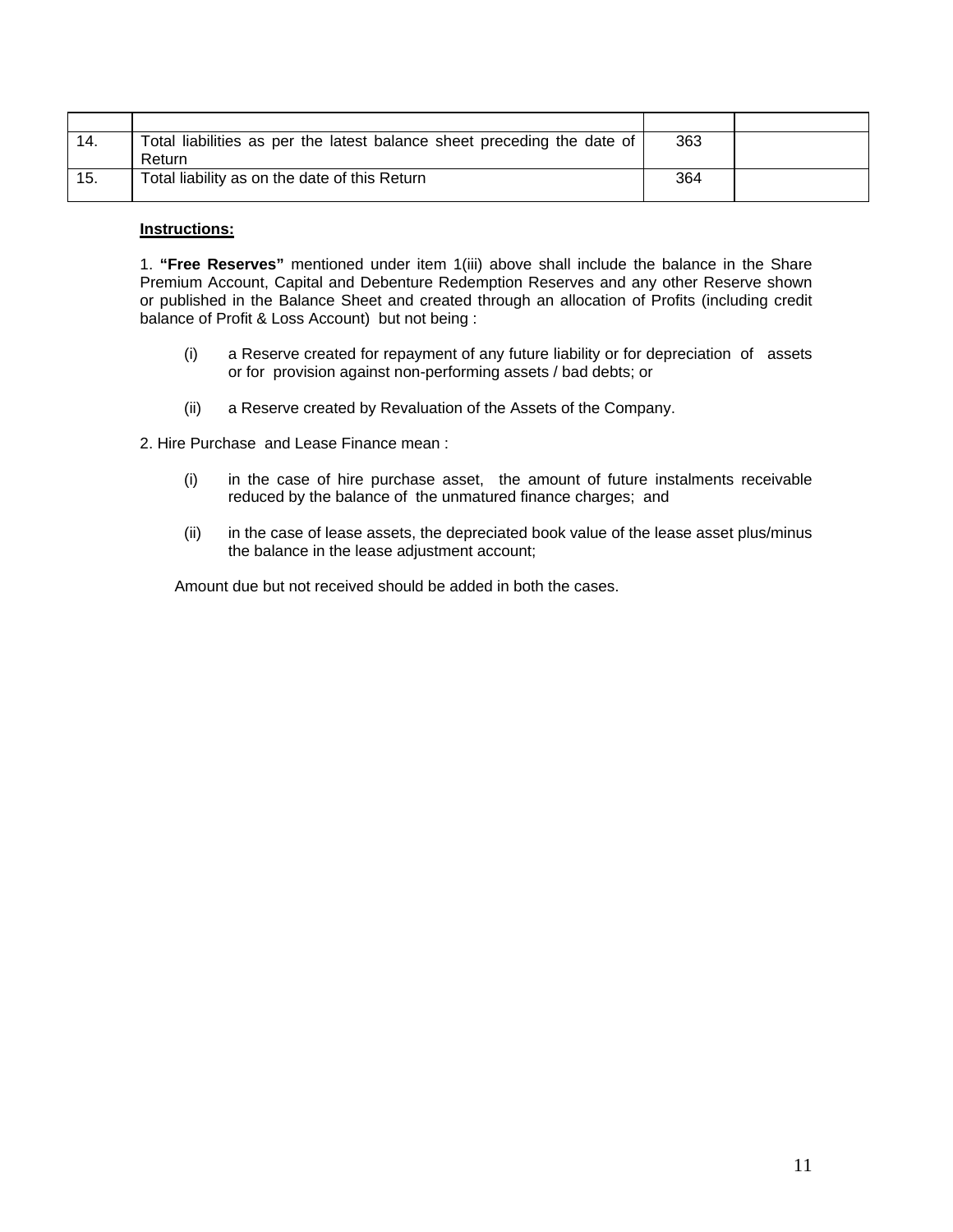| | | | |
|---|---|---|---|
| 14. | Total liabilities as per the latest balance sheet preceding the date of Return | 363 | |
| 15. | Total liability as on the date of this Return | 364 | |

**Instructions:**

1. **"Free Reserves"** mentioned under item 1(iii) above shall include the balance in the Share Premium Account, Capital and Debenture Redemption Reserves and any other Reserve shown or published in the Balance Sheet and created through an allocation of Profits (including credit balance of Profit & Loss Account) but not being :

   (i) a Reserve created for repayment of any future liability or for depreciation of assets or for provision against non-performing assets / bad debts; or

   (ii) a Reserve created by Revaluation of the Assets of the Company.

2. Hire Purchase and Lease Finance mean :

   (i) in the case of hire purchase asset, the amount of future instalments receivable reduced by the balance of the unmatured finance charges; and

   (ii) in the case of lease assets, the depreciated book value of the lease asset plus/minus the balance in the lease adjustment account;

   Amount due but not received should be added in both the cases.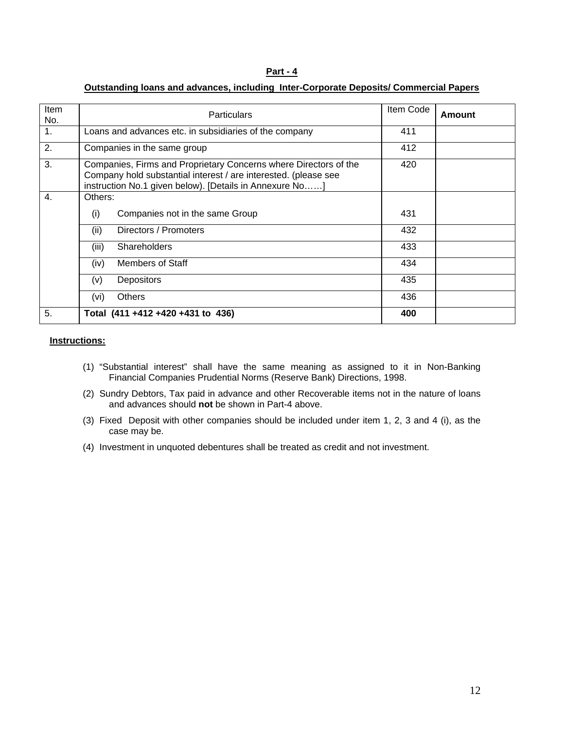## Part - 4

### Outstanding loans and advances, including Inter-Corporate Deposits/ Commercial Papers

| Item No. | Particulars | Item Code | **Amount** |
|---|---|---|---|
| 1. | Loans and advances etc. in subsidiaries of the company | 411 | |
| 2. | Companies in the same group | 412 | |
| 3. | Companies, Firms and Proprietary Concerns where Directors of the Company hold substantial interest / are interested. (please see instruction No.1 given below). [Details in Annexure No……] | 420 | |
| 4. | Others: | | |
| | (i) Companies not in the same Group | 431 | |
| | (ii) Directors / Promoters | 432 | |
| | (iii) Shareholders | 433 | |
| | (iv) Members of Staff | 434 | |
| | (v) Depositors | 435 | |
| | (vi) Others | 436 | |
| 5. | **Total (411 +412 +420 +431 to 436)** | **400** | |

**Instructions:**

(1) "Substantial interest" shall have the same meaning as assigned to it in Non-Banking Financial Companies Prudential Norms (Reserve Bank) Directions, 1998.

(2) Sundry Debtors, Tax paid in advance and other Recoverable items not in the nature of loans and advances should **not** be shown in Part-4 above.

(3) Fixed Deposit with other companies should be included under item 1, 2, 3 and 4 (i), as the case may be.

(4) Investment in unquoted debentures shall be treated as credit and not investment.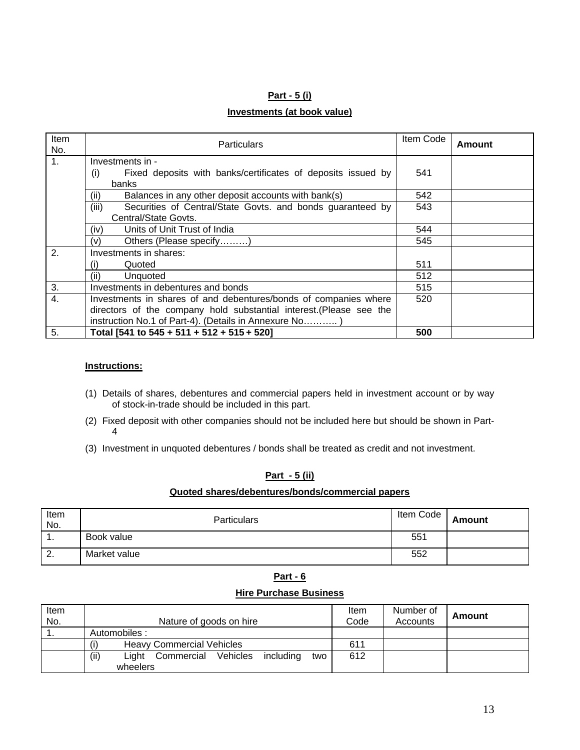## Part - 5 (i)

### Investments (at book value)

| Item No. | Particulars | Item Code | Amount |
|---|---|---|---|
| 1. | Investments in - (i) Fixed deposits with banks/certificates of deposits issued by banks | 541 | |
| | (ii) Balances in any other deposit accounts with bank(s) | 542 | |
| | (iii) Securities of Central/State Govts. and bonds guaranteed by Central/State Govts. | 543 | |
| | (iv) Units of Unit Trust of India | 544 | |
| | (v) Others (Please specify………) | 545 | |
| 2. | Investments in shares: (i) Quoted | 511 | |
| | (ii) Unquoted | 512 | |
| 3. | Investments in debentures and bonds | 515 | |
| 4. | Investments in shares of and debentures/bonds of companies where directors of the company hold substantial interest.(Please see the instruction No.1 of Part-4). (Details in Annexure No……….. ) | 520 | |
| 5. | **Total [541 to 545 + 511 + 512 + 515 + 520]** | **500** | |

**Instructions:**

(1) Details of shares, debentures and commercial papers held in investment account or by way of stock-in-trade should be included in this part.

(2) Fixed deposit with other companies should not be included here but should be shown in Part-4

(3) Investment in unquoted debentures / bonds shall be treated as credit and not investment.

## Part - 5 (ii)

### Quoted shares/debentures/bonds/commercial papers

| Item No. | Particulars | Item Code | Amount |
|---|---|---|---|
| 1. | Book value | 551 | |
| 2. | Market value | 552 | |

## Part - 6

### Hire Purchase Business

| Item No. | Nature of goods on hire | Item Code | Number of Accounts | Amount |
|---|---|---|---|---|
| 1. | Automobiles : | | | |
| | (i) Heavy Commercial Vehicles | 611 | | |
| | (ii) Light Commercial Vehicles including two wheelers | 612 | | |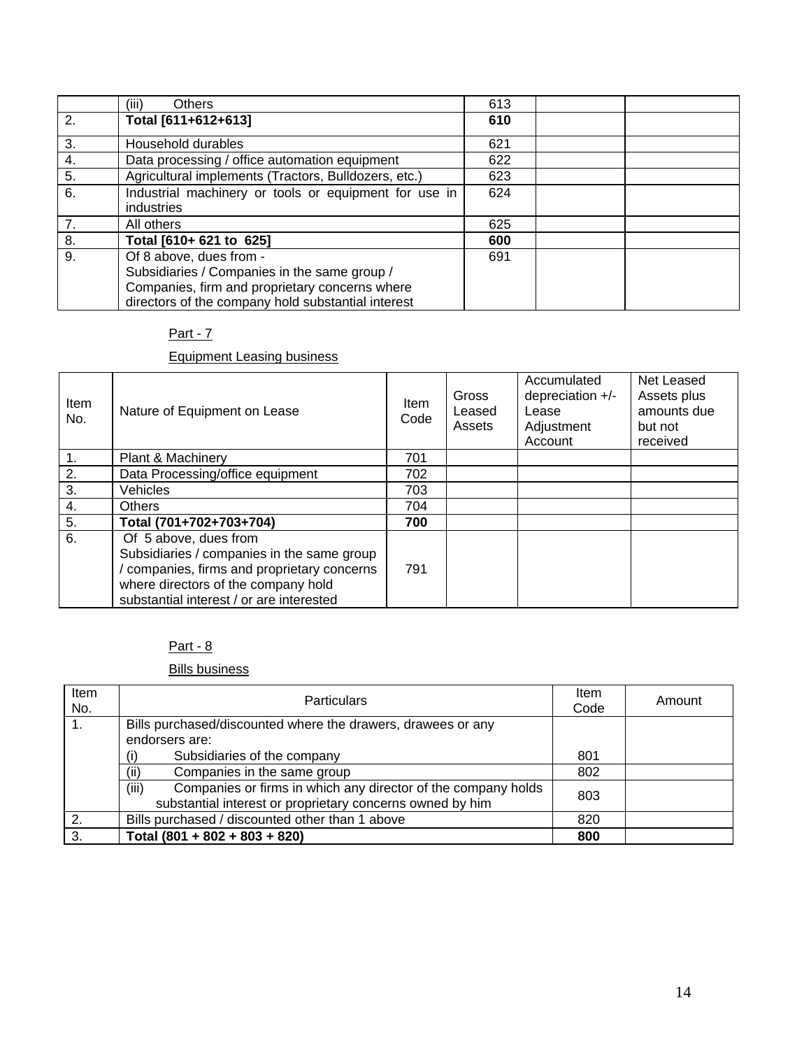|  | (iii) Others | 613 |  |  |
|---|---|---|---|---|
| 2. | **Total [611+612+613]** | **610** |  |  |
| 3. | Household durables | 621 |  |  |
| 4. | Data processing / office automation equipment | 622 |  |  |
| 5. | Agricultural implements (Tractors, Bulldozers, etc.) | 623 |  |  |
| 6. | Industrial machinery or tools or equipment for use in industries | 624 |  |  |
| 7. | All others | 625 |  |  |
| 8. | **Total [610+ 621 to 625]** | **600** |  |  |
| 9. | Of 8 above, dues from - Subsidiaries / Companies in the same group / Companies, firm and proprietary concerns where directors of the company hold substantial interest | 691 |  |  |

Part - 7

Equipment Leasing business

| Item No. | Nature of Equipment on Lease | Item Code | Gross Leased Assets | Accumulated depreciation +/- Lease Adjustment Account | Net Leased Assets plus amounts due but not received |
|---|---|---|---|---|---|
| 1. | Plant & Machinery | 701 |  |  |  |
| 2. | Data Processing/office equipment | 702 |  |  |  |
| 3. | Vehicles | 703 |  |  |  |
| 4. | Others | 704 |  |  |  |
| 5. | **Total (701+702+703+704)** | **700** |  |  |  |
| 6. | Of 5 above, dues from Subsidiaries / companies in the same group / companies, firms and proprietary concerns where directors of the company hold substantial interest / or are interested | 791 |  |  |  |

Part - 8

Bills business

| Item No. | Particulars | Item Code | Amount |
|---|---|---|---|
| 1. | Bills purchased/discounted where the drawers, drawees or any endorsers are: |  |  |
|  | (i) Subsidiaries of the company | 801 |  |
|  | (ii) Companies in the same group | 802 |  |
|  | (iii) Companies or firms in which any director of the company holds substantial interest or proprietary concerns owned by him | 803 |  |
| 2. | Bills purchased / discounted other than 1 above | 820 |  |
| 3. | **Total (801 + 802 + 803 + 820)** | **800** |  |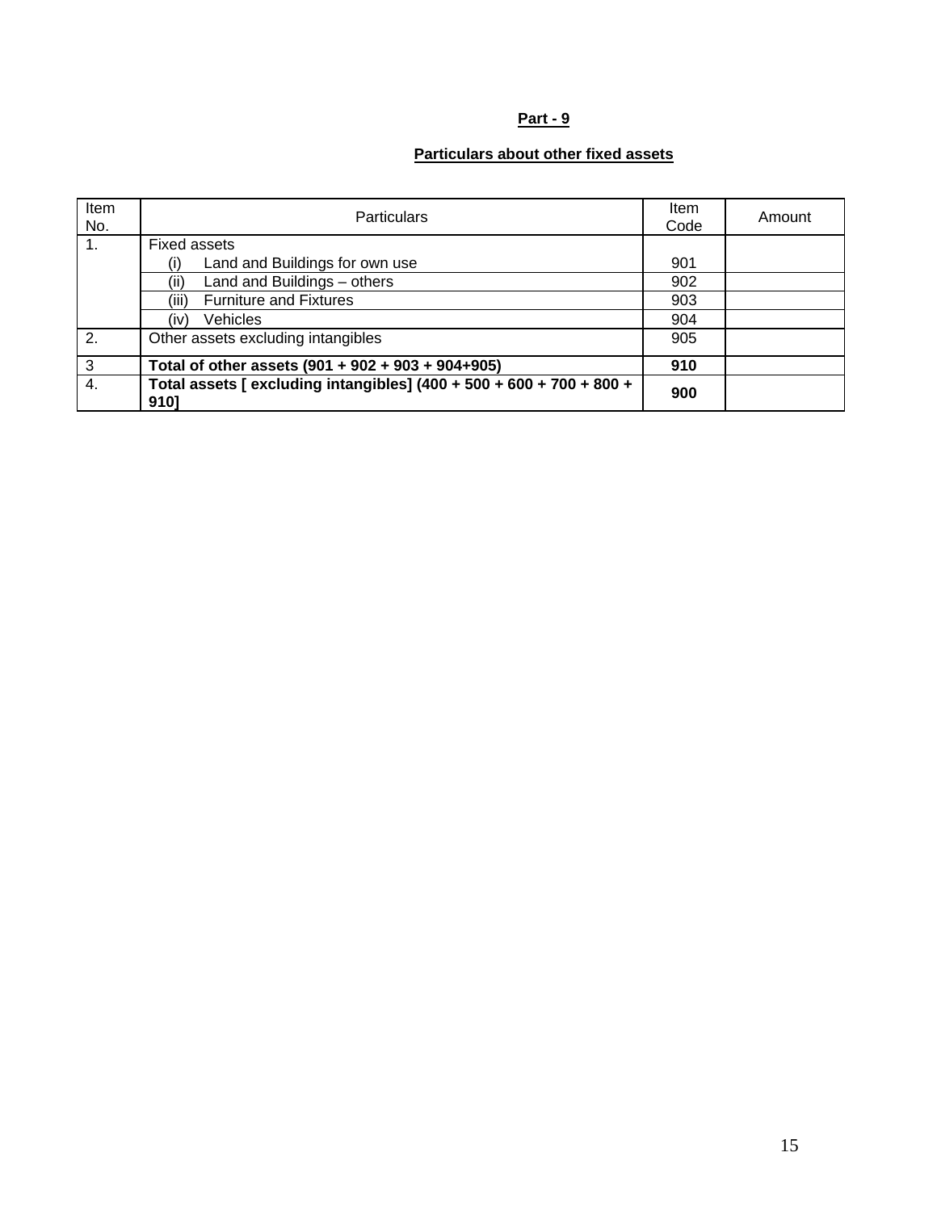**Part - 9**

**Particulars about other fixed assets**

| Item No. | Particulars | Item Code | Amount |
|---|---|---|---|
| 1. | Fixed assets | | |
| | (i) Land and Buildings for own use | 901 | |
| | (ii) Land and Buildings – others | 902 | |
| | (iii) Furniture and Fixtures | 903 | |
| | (iv) Vehicles | 904 | |
| 2. | Other assets excluding intangibles | 905 | |
| 3 | **Total of other assets (901 + 902 + 903 + 904+905)** | **910** | |
| 4. | **Total assets [ excluding intangibles] (400 + 500 + 600 + 700 + 800 + 910]** | **900** | |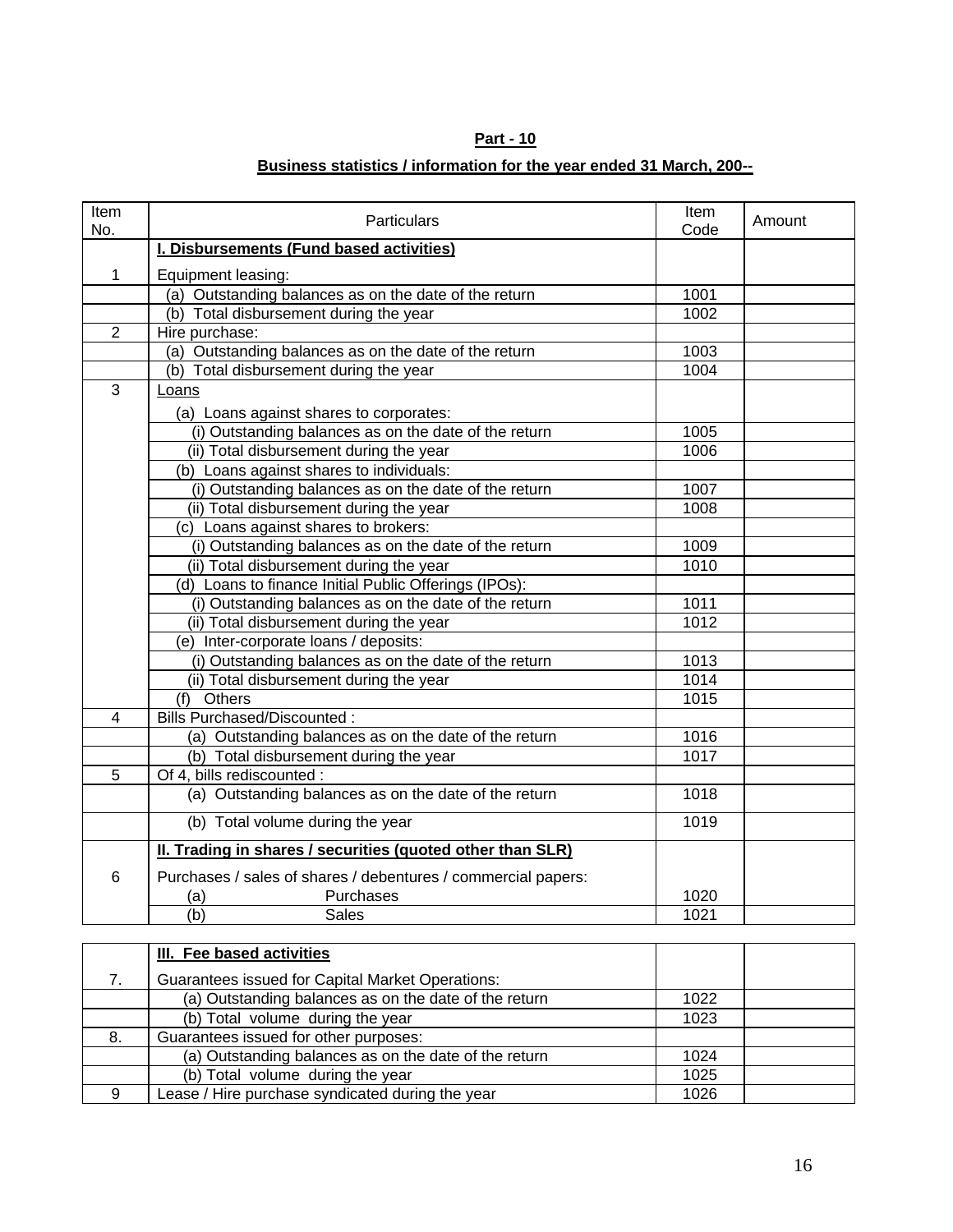## Part - 10

### Business statistics / information for the year ended 31 March, 200--

| Item No. | Particulars | Item Code | Amount |
|---|---|---|---|
| | **I. Disbursements (Fund based activities)** | | |
| 1 | Equipment leasing: | | |
| | (a) Outstanding balances as on the date of the return | 1001 | |
| | (b) Total disbursement during the year | 1002 | |
| 2 | Hire purchase: | | |
| | (a) Outstanding balances as on the date of the return | 1003 | |
| | (b) Total disbursement during the year | 1004 | |
| 3 | Loans | | |
| | (a) Loans against shares to corporates: | | |
| | (i) Outstanding balances as on the date of the return | 1005 | |
| | (ii) Total disbursement during the year | 1006 | |
| | (b) Loans against shares to individuals: | | |
| | (i) Outstanding balances as on the date of the return | 1007 | |
| | (ii) Total disbursement during the year | 1008 | |
| | (c) Loans against shares to brokers: | | |
| | (i) Outstanding balances as on the date of the return | 1009 | |
| | (ii) Total disbursement during the year | 1010 | |
| | (d) Loans to finance Initial Public Offerings (IPOs): | | |
| | (i) Outstanding balances as on the date of the return | 1011 | |
| | (ii) Total disbursement during the year | 1012 | |
| | (e) Inter-corporate loans / deposits: | | |
| | (i) Outstanding balances as on the date of the return | 1013 | |
| | (ii) Total disbursement during the year | 1014 | |
| | (f) Others | 1015 | |
| 4 | Bills Purchased/Discounted : | | |
| | (a) Outstanding balances as on the date of the return | 1016 | |
| | (b) Total disbursement during the year | 1017 | |
| 5 | Of 4, bills rediscounted : | | |
| | (a) Outstanding balances as on the date of the return | 1018 | |
| | (b) Total volume during the year | 1019 | |
| | **II. Trading in shares / securities (quoted other than SLR)** | | |
| 6 | Purchases / sales of shares / debentures / commercial papers: | | |
| | (a) Purchases | 1020 | |
| | (b) Sales | 1021 | |
| | **III. Fee based activities** | | |
| 7. | Guarantees issued for Capital Market Operations: | | |
| | (a) Outstanding balances as on the date of the return | 1022 | |
| | (b) Total volume during the year | 1023 | |
| 8. | Guarantees issued for other purposes: | | |
| | (a) Outstanding balances as on the date of the return | 1024 | |
| | (b) Total volume during the year | 1025 | |
| 9 | Lease / Hire purchase syndicated during the year | 1026 | |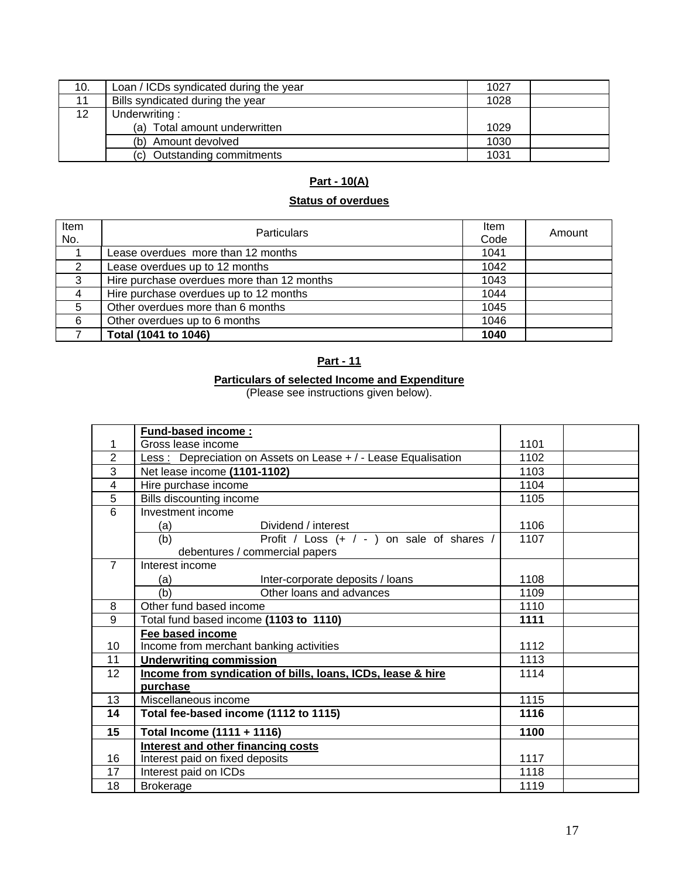| | | | |
|---|---|---|---|
| 10. | Loan / ICDs syndicated during the year | 1027 | |
| 11 | Bills syndicated during the year | 1028 | |
| 12 | Underwriting :<br>(a) Total amount underwritten | 1029 | |
| | (b) Amount devolved | 1030 | |
| | (c) Outstanding commitments | 1031 | |

**Part - 10(A)**

**Status of overdues**

| Item No. | Particulars | Item Code | Amount |
|---|---|---|---|
| 1 | Lease overdues more than 12 months | 1041 | |
| 2 | Lease overdues up to 12 months | 1042 | |
| 3 | Hire purchase overdues more than 12 months | 1043 | |
| 4 | Hire purchase overdues up to 12 months | 1044 | |
| 5 | Other overdues more than 6 months | 1045 | |
| 6 | Other overdues up to 6 months | 1046 | |
| 7 | **Total (1041 to 1046)** | **1040** | |

**Part - 11**

**Particulars of selected Income and Expenditure**

(Please see instructions given below).

| | | | |
|---|---|---|---|
| 1 | **Fund-based income :**<br>Gross lease income | 1101 | |
| 2 | Less : Depreciation on Assets on Lease + / - Lease Equalisation | 1102 | |
| 3 | Net lease income **(1101-1102)** | 1103 | |
| 4 | Hire purchase income | 1104 | |
| 5 | Bills discounting income | 1105 | |
| 6 | Investment income<br>(a) Dividend / interest | 1106 | |
| | (b) Profit / Loss (+ / - ) on sale of shares / debentures / commercial papers | 1107 | |
| 7 | Interest income<br>(a) Inter-corporate deposits / loans | 1108 | |
| | (b) Other loans and advances | 1109 | |
| 8 | Other fund based income | 1110 | |
| 9 | Total fund based income **(1103 to 1110)** | **1111** | |
| 10 | **Fee based income**<br>Income from merchant banking activities | 1112 | |
| 11 | **Underwriting commission** | 1113 | |
| 12 | **Income from syndication of bills, loans, ICDs, lease & hire purchase** | 1114 | |
| 13 | Miscellaneous income | 1115 | |
| **14** | **Total fee-based income (1112 to 1115)** | **1116** | |
| **15** | **Total Income (1111 + 1116)** | **1100** | |
| 16 | **Interest and other financing costs**<br>Interest paid on fixed deposits | 1117 | |
| 17 | Interest paid on ICDs | 1118 | |
| 18 | Brokerage | 1119 | |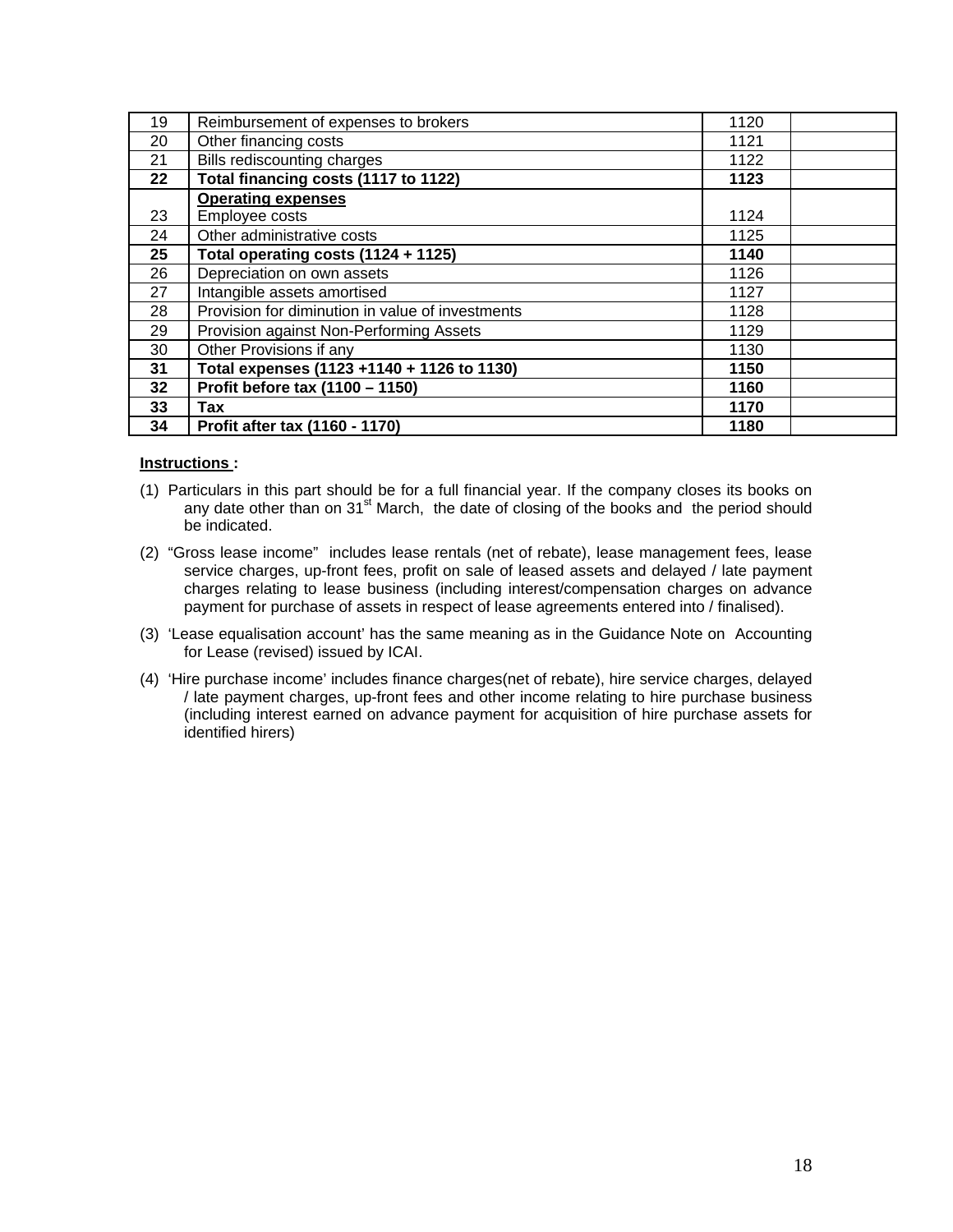| 19 | Reimbursement of expenses to brokers | 1120 | |
|---|---|---|---|
| 20 | Other financing costs | 1121 | |
| 21 | Bills rediscounting charges | 1122 | |
| **22** | **Total financing costs (1117 to 1122)** | **1123** | |
| 23 | **Operating expenses**<br>Employee costs | 1124 | |
| 24 | Other administrative costs | 1125 | |
| **25** | **Total operating costs (1124 + 1125)** | **1140** | |
| 26 | Depreciation on own assets | 1126 | |
| 27 | Intangible assets amortised | 1127 | |
| 28 | Provision for diminution in value of investments | 1128 | |
| 29 | Provision against Non-Performing Assets | 1129 | |
| 30 | Other Provisions if any | 1130 | |
| **31** | **Total expenses (1123 +1140 + 1126 to 1130)** | **1150** | |
| **32** | **Profit before tax (1100 – 1150)** | **1160** | |
| **33** | **Tax** | **1170** | |
| **34** | **Profit after tax (1160 - 1170)** | **1180** | |

**Instructions :**

(1) Particulars in this part should be for a full financial year. If the company closes its books on any date other than on 31st March, the date of closing of the books and the period should be indicated.

(2) "Gross lease income" includes lease rentals (net of rebate), lease management fees, lease service charges, up-front fees, profit on sale of leased assets and delayed / late payment charges relating to lease business (including interest/compensation charges on advance payment for purchase of assets in respect of lease agreements entered into / finalised).

(3) 'Lease equalisation account' has the same meaning as in the Guidance Note on Accounting for Lease (revised) issued by ICAI.

(4) 'Hire purchase income' includes finance charges(net of rebate), hire service charges, delayed / late payment charges, up-front fees and other income relating to hire purchase business (including interest earned on advance payment for acquisition of hire purchase assets for identified hirers)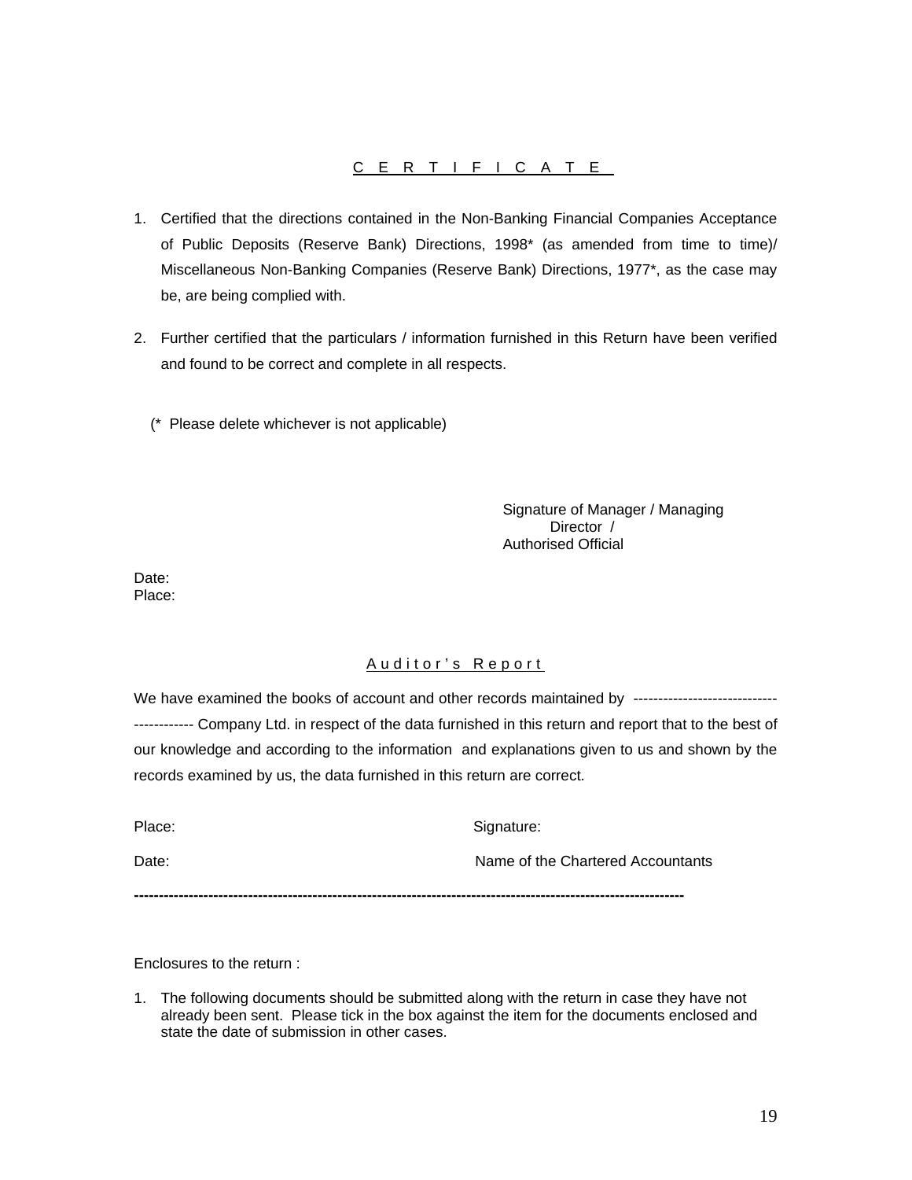## C E R T I F I C A T E

1. Certified that the directions contained in the Non-Banking Financial Companies Acceptance of Public Deposits (Reserve Bank) Directions, 1998* (as amended from time to time)/ Miscellaneous Non-Banking Companies (Reserve Bank) Directions, 1977*, as the case may be, are being complied with.

2. Further certified that the particulars / information furnished in this Return have been verified and found to be correct and complete in all respects.

(* Please delete whichever is not applicable)

Signature of Manager / Managing Director / Authorised Official

Date:
Place:

## A u d i t o r ' s R e p o r t

We have examined the books of account and other records maintained by ---------------------------------------- Company Ltd. in respect of the data furnished in this return and report that to the best of our knowledge and according to the information and explanations given to us and shown by the records examined by us, the data furnished in this return are correct.

Place: Signature:

Date: Name of the Chartered Accountants

---

Enclosures to the return :

1. The following documents should be submitted along with the return in case they have not already been sent. Please tick in the box against the item for the documents enclosed and state the date of submission in other cases.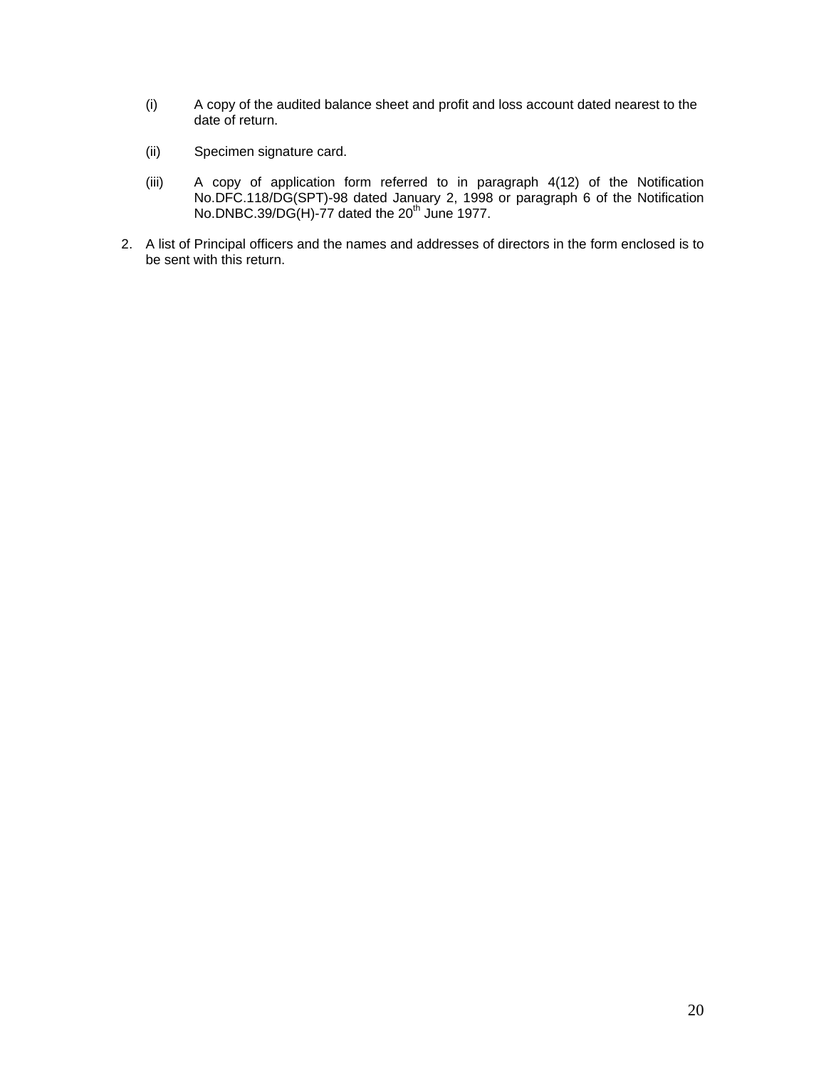(i) A copy of the audited balance sheet and profit and loss account dated nearest to the date of return.

(ii) Specimen signature card.

(iii) A copy of application form referred to in paragraph 4(12) of the Notification No.DFC.118/DG(SPT)-98 dated January 2, 1998 or paragraph 6 of the Notification No.DNBC.39/DG(H)-77 dated the 20th June 1977.

2. A list of Principal officers and the names and addresses of directors in the form enclosed is to be sent with this return.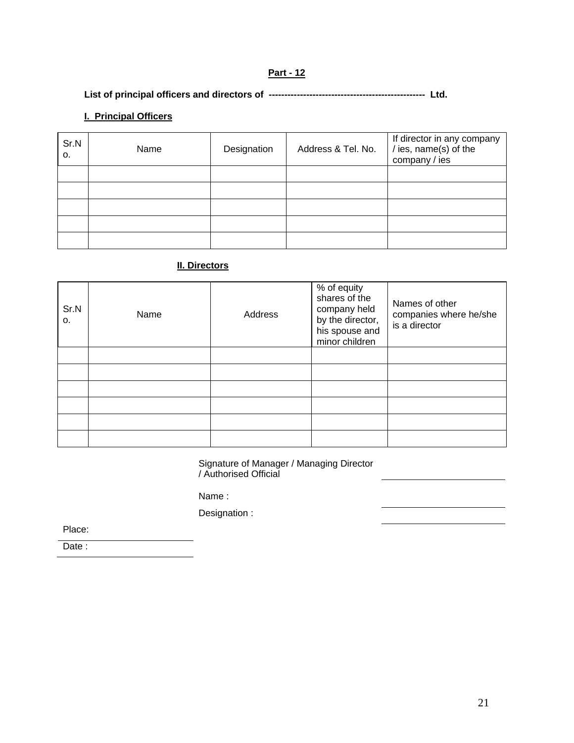**Part - 12**

**List of principal officers and directors of -------------------------------------------------- Ltd.**

**I. Principal Officers**

| Sr.No. | Name | Designation | Address & Tel. No. | If director in any company / ies, name(s) of the company / ies |
|---|---|---|---|---|
| | | | | |
| | | | | |
| | | | | |
| | | | | |
| | | | | |

**II. Directors**

| Sr.No. | Name | Address | % of equity shares of the company held by the director, his spouse and minor children | Names of other companies where he/she is a director |
|---|---|---|---|---|
| | | | | |
| | | | | |
| | | | | |
| | | | | |
| | | | | |
| | | | | |

Signature of Manager / Managing Director / Authorised Official ____________________

Name : ____________________

Designation : ____________________

Place: ____________________

Date : ____________________